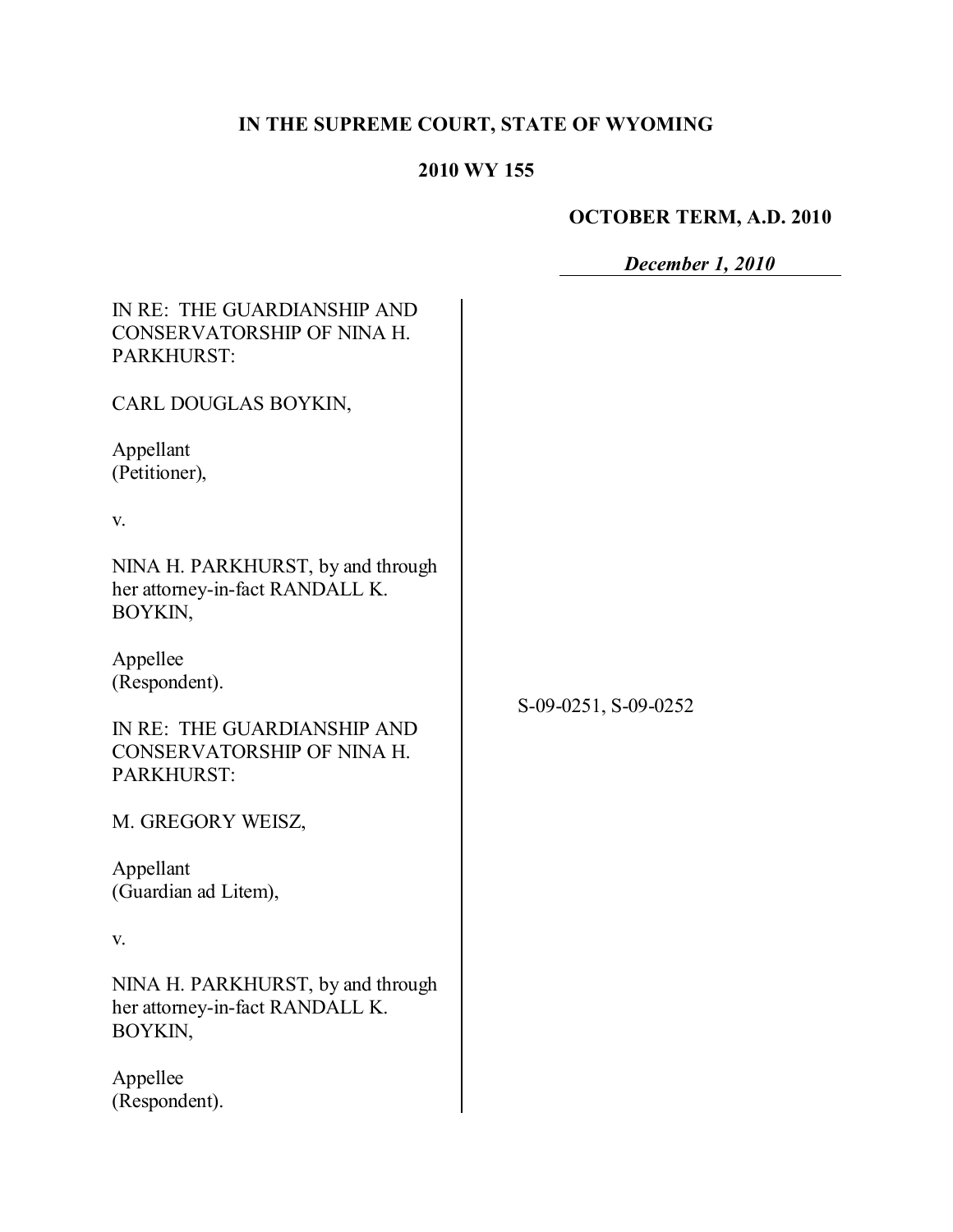**IN THE SUPREME COURT, STATE OF WYOMING**

**2010 WY 155**

**OCTOBER TERM, A.D. 2010**

***December 1, 2010***

IN RE: THE GUARDIANSHIP AND CONSERVATORSHIP OF NINA H. PARKHURST:

CARL DOUGLAS BOYKIN,

Appellant
(Petitioner),

v.

NINA H. PARKHURST, by and through her attorney-in-fact RANDALL K. BOYKIN,

Appellee
(Respondent).

IN RE: THE GUARDIANSHIP AND CONSERVATORSHIP OF NINA H. PARKHURST:

M. GREGORY WEISZ,

Appellant
(Guardian ad Litem),

v.

NINA H. PARKHURST, by and through her attorney-in-fact RANDALL K. BOYKIN,

Appellee
(Respondent).

S-09-0251, S-09-0252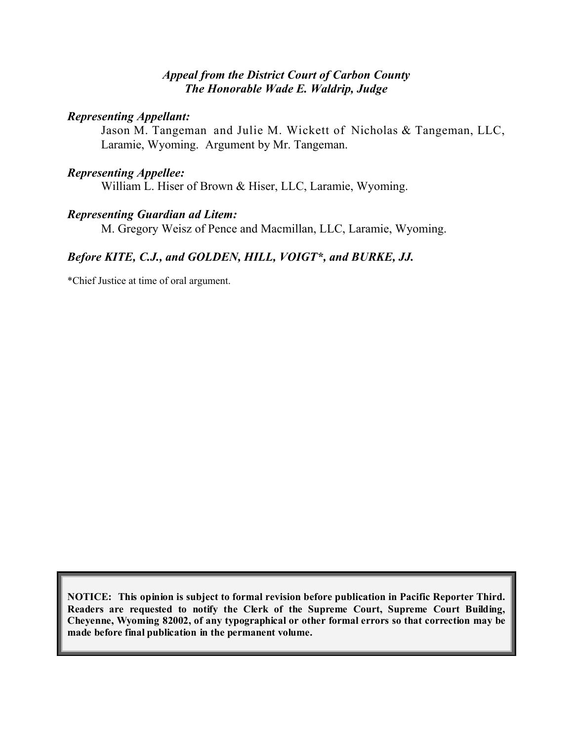***Appeal from the District Court of Carbon County***
***The Honorable Wade E. Waldrip, Judge***

***Representing Appellant:***

Jason M. Tangeman and Julie M. Wickett of Nicholas & Tangeman, LLC, Laramie, Wyoming. Argument by Mr. Tangeman.

***Representing Appellee:***

William L. Hiser of Brown & Hiser, LLC, Laramie, Wyoming.

***Representing Guardian ad Litem:***

M. Gregory Weisz of Pence and Macmillan, LLC, Laramie, Wyoming.

***Before KITE, C.J., and GOLDEN, HILL, VOIGT\*, and BURKE, JJ.***

\*Chief Justice at time of oral argument.

**NOTICE: This opinion is subject to formal revision before publication in Pacific Reporter Third. Readers are requested to notify the Clerk of the Supreme Court, Supreme Court Building, Cheyenne, Wyoming 82002, of any typographical or other formal errors so that correction may be made before final publication in the permanent volume.**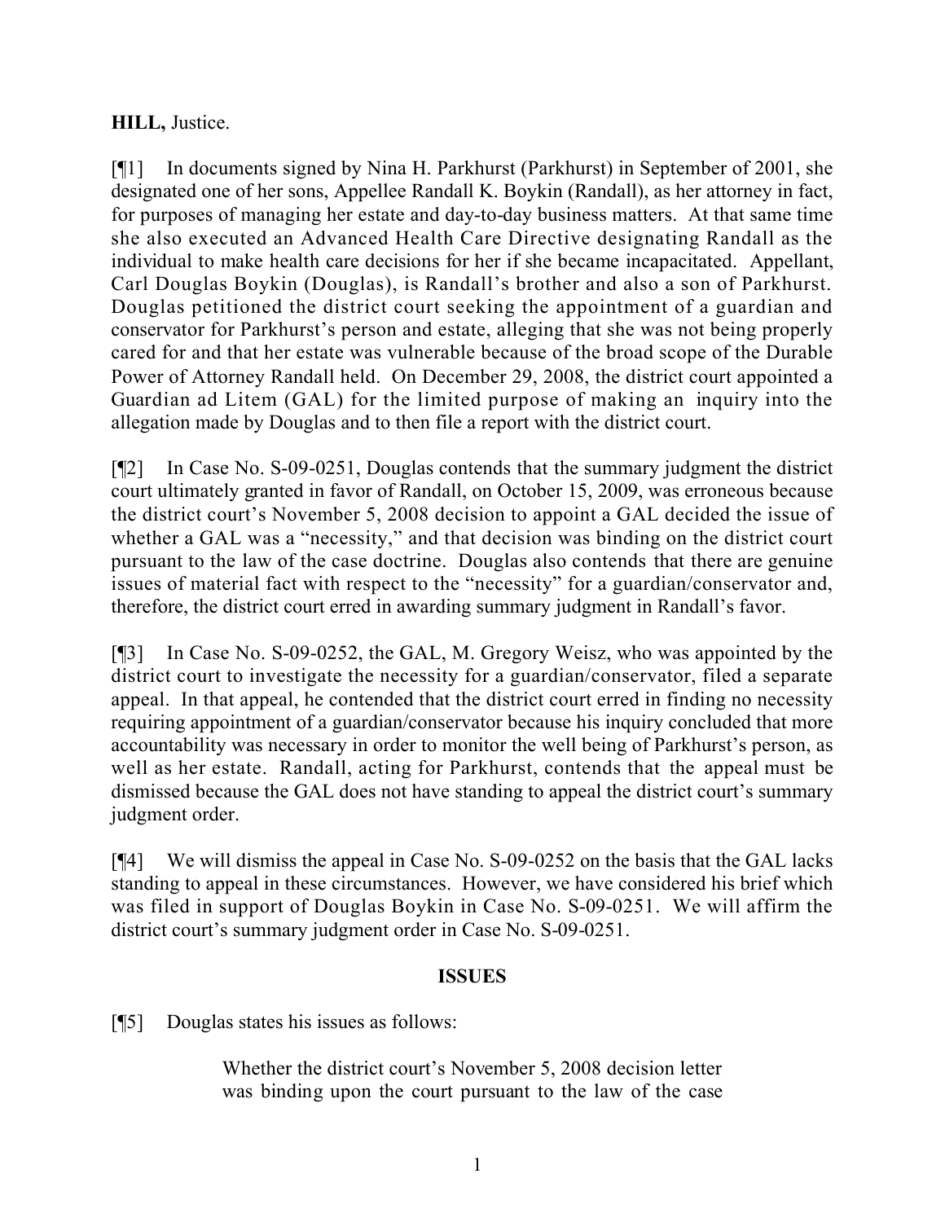**HILL,** Justice.

[¶1] In documents signed by Nina H. Parkhurst (Parkhurst) in September of 2001, she designated one of her sons, Appellee Randall K. Boykin (Randall), as her attorney in fact, for purposes of managing her estate and day-to-day business matters. At that same time she also executed an Advanced Health Care Directive designating Randall as the individual to make health care decisions for her if she became incapacitated. Appellant, Carl Douglas Boykin (Douglas), is Randall's brother and also a son of Parkhurst. Douglas petitioned the district court seeking the appointment of a guardian and conservator for Parkhurst's person and estate, alleging that she was not being properly cared for and that her estate was vulnerable because of the broad scope of the Durable Power of Attorney Randall held. On December 29, 2008, the district court appointed a Guardian ad Litem (GAL) for the limited purpose of making an inquiry into the allegation made by Douglas and to then file a report with the district court.

[¶2] In Case No. S-09-0251, Douglas contends that the summary judgment the district court ultimately granted in favor of Randall, on October 15, 2009, was erroneous because the district court's November 5, 2008 decision to appoint a GAL decided the issue of whether a GAL was a "necessity," and that decision was binding on the district court pursuant to the law of the case doctrine. Douglas also contends that there are genuine issues of material fact with respect to the "necessity" for a guardian/conservator and, therefore, the district court erred in awarding summary judgment in Randall's favor.

[¶3] In Case No. S-09-0252, the GAL, M. Gregory Weisz, who was appointed by the district court to investigate the necessity for a guardian/conservator, filed a separate appeal. In that appeal, he contended that the district court erred in finding no necessity requiring appointment of a guardian/conservator because his inquiry concluded that more accountability was necessary in order to monitor the well being of Parkhurst's person, as well as her estate. Randall, acting for Parkhurst, contends that the appeal must be dismissed because the GAL does not have standing to appeal the district court's summary judgment order.

[¶4] We will dismiss the appeal in Case No. S-09-0252 on the basis that the GAL lacks standing to appeal in these circumstances. However, we have considered his brief which was filed in support of Douglas Boykin in Case No. S-09-0251. We will affirm the district court's summary judgment order in Case No. S-09-0251.

## ISSUES

[¶5] Douglas states his issues as follows:

> Whether the district court's November 5, 2008 decision letter was binding upon the court pursuant to the law of the case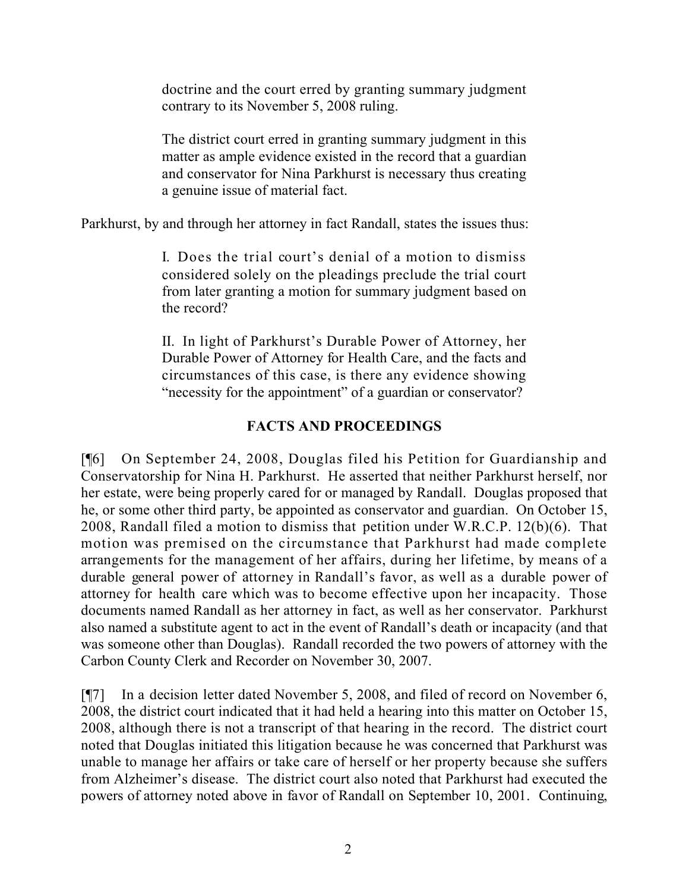> doctrine and the court erred by granting summary judgment contrary to its November 5, 2008 ruling.
>
> The district court erred in granting summary judgment in this matter as ample evidence existed in the record that a guardian and conservator for Nina Parkhurst is necessary thus creating a genuine issue of material fact.

Parkhurst, by and through her attorney in fact Randall, states the issues thus:

> I. Does the trial court's denial of a motion to dismiss considered solely on the pleadings preclude the trial court from later granting a motion for summary judgment based on the record?
>
> II. In light of Parkhurst's Durable Power of Attorney, her Durable Power of Attorney for Health Care, and the facts and circumstances of this case, is there any evidence showing "necessity for the appointment" of a guardian or conservator?

## FACTS AND PROCEEDINGS

[¶6] On September 24, 2008, Douglas filed his Petition for Guardianship and Conservatorship for Nina H. Parkhurst. He asserted that neither Parkhurst herself, nor her estate, were being properly cared for or managed by Randall. Douglas proposed that he, or some other third party, be appointed as conservator and guardian. On October 15, 2008, Randall filed a motion to dismiss that petition under W.R.C.P. 12(b)(6). That motion was premised on the circumstance that Parkhurst had made complete arrangements for the management of her affairs, during her lifetime, by means of a durable general power of attorney in Randall's favor, as well as a durable power of attorney for health care which was to become effective upon her incapacity. Those documents named Randall as her attorney in fact, as well as her conservator. Parkhurst also named a substitute agent to act in the event of Randall's death or incapacity (and that was someone other than Douglas). Randall recorded the two powers of attorney with the Carbon County Clerk and Recorder on November 30, 2007.

[¶7] In a decision letter dated November 5, 2008, and filed of record on November 6, 2008, the district court indicated that it had held a hearing into this matter on October 15, 2008, although there is not a transcript of that hearing in the record. The district court noted that Douglas initiated this litigation because he was concerned that Parkhurst was unable to manage her affairs or take care of herself or her property because she suffers from Alzheimer's disease. The district court also noted that Parkhurst had executed the powers of attorney noted above in favor of Randall on September 10, 2001. Continuing,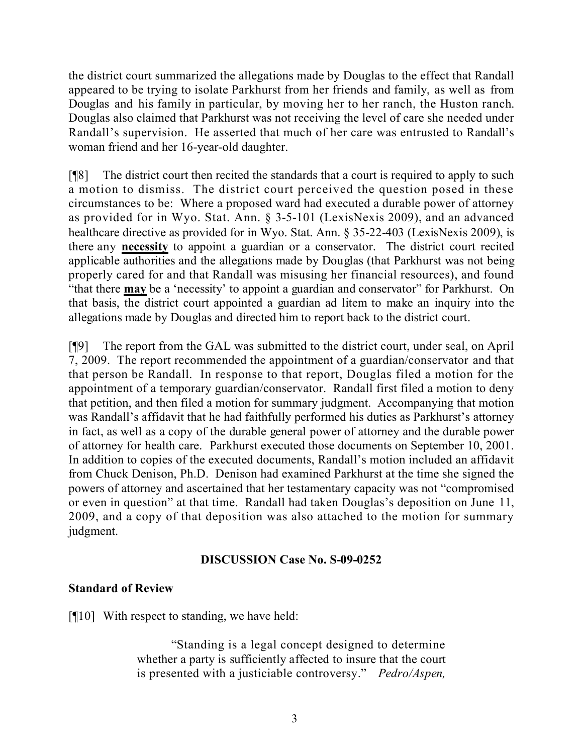the district court summarized the allegations made by Douglas to the effect that Randall appeared to be trying to isolate Parkhurst from her friends and family, as well as from Douglas and his family in particular, by moving her to her ranch, the Huston ranch. Douglas also claimed that Parkhurst was not receiving the level of care she needed under Randall's supervision. He asserted that much of her care was entrusted to Randall's woman friend and her 16-year-old daughter.

[¶8] The district court then recited the standards that a court is required to apply to such a motion to dismiss. The district court perceived the question posed in these circumstances to be: Where a proposed ward had executed a durable power of attorney as provided for in Wyo. Stat. Ann. § 3-5-101 (LexisNexis 2009), and an advanced healthcare directive as provided for in Wyo. Stat. Ann. § 35-22-403 (LexisNexis 2009), is there any **necessity** to appoint a guardian or a conservator. The district court recited applicable authorities and the allegations made by Douglas (that Parkhurst was not being properly cared for and that Randall was misusing her financial resources), and found "that there **may** be a 'necessity' to appoint a guardian and conservator" for Parkhurst. On that basis, the district court appointed a guardian ad litem to make an inquiry into the allegations made by Douglas and directed him to report back to the district court.

[¶9] The report from the GAL was submitted to the district court, under seal, on April 7, 2009. The report recommended the appointment of a guardian/conservator and that that person be Randall. In response to that report, Douglas filed a motion for the appointment of a temporary guardian/conservator. Randall first filed a motion to deny that petition, and then filed a motion for summary judgment. Accompanying that motion was Randall's affidavit that he had faithfully performed his duties as Parkhurst's attorney in fact, as well as a copy of the durable general power of attorney and the durable power of attorney for health care. Parkhurst executed those documents on September 10, 2001. In addition to copies of the executed documents, Randall's motion included an affidavit from Chuck Denison, Ph.D. Denison had examined Parkhurst at the time she signed the powers of attorney and ascertained that her testamentary capacity was not "compromised or even in question" at that time. Randall had taken Douglas's deposition on June 11, 2009, and a copy of that deposition was also attached to the motion for summary judgment.

## DISCUSSION Case No. S-09-0252

### Standard of Review

[¶10] With respect to standing, we have held:

> "Standing is a legal concept designed to determine whether a party is sufficiently affected to insure that the court is presented with a justiciable controversy." *Pedro/Aspen,*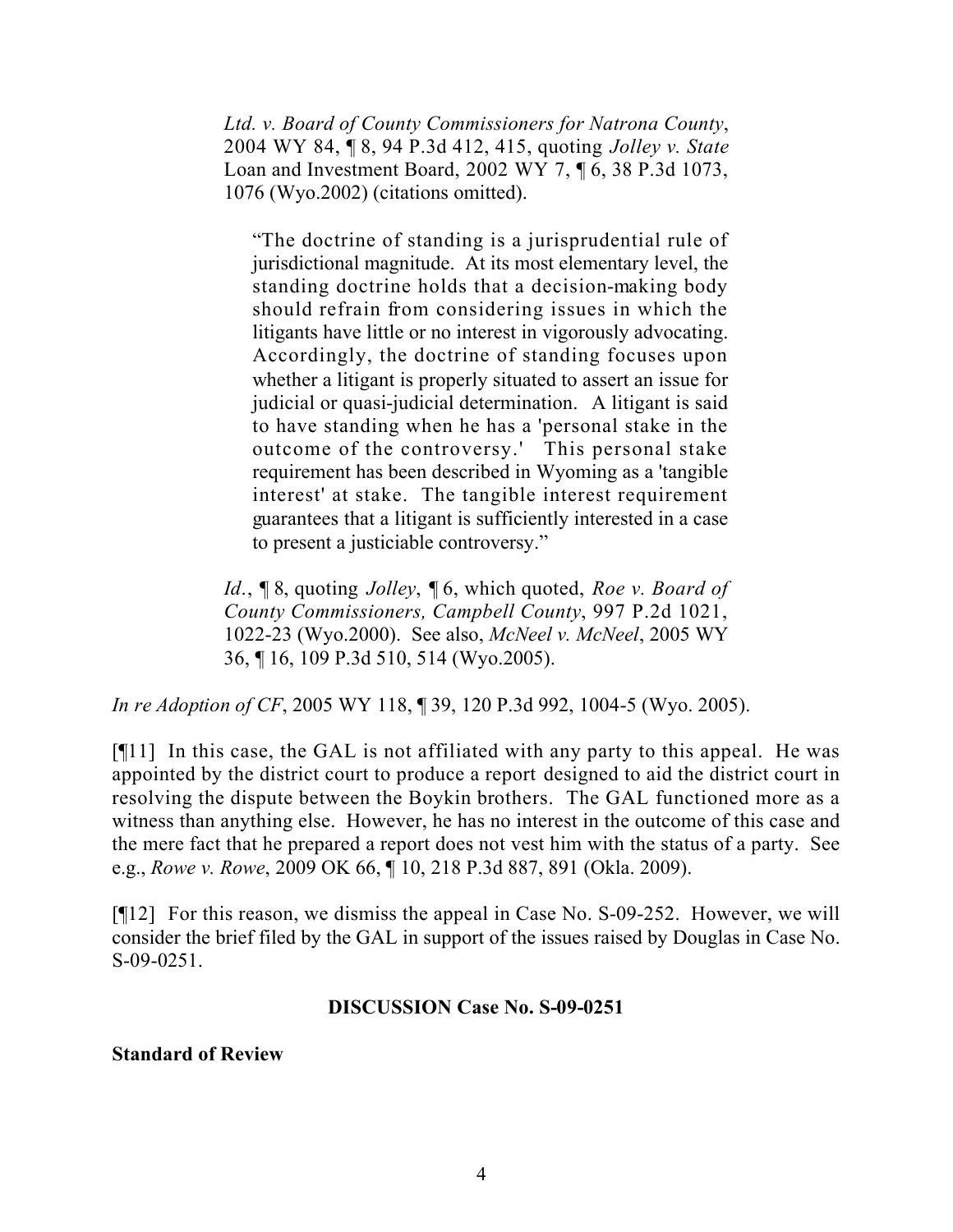> *Ltd. v. Board of County Commissioners for Natrona County*, 2004 WY 84, ¶ 8, 94 P.3d 412, 415, quoting *Jolley v. State* Loan and Investment Board, 2002 WY 7, ¶ 6, 38 P.3d 1073, 1076 (Wyo.2002) (citations omitted).
>
> > "The doctrine of standing is a jurisprudential rule of jurisdictional magnitude. At its most elementary level, the standing doctrine holds that a decision-making body should refrain from considering issues in which the litigants have little or no interest in vigorously advocating. Accordingly, the doctrine of standing focuses upon whether a litigant is properly situated to assert an issue for judicial or quasi-judicial determination. A litigant is said to have standing when he has a 'personal stake in the outcome of the controversy.' This personal stake requirement has been described in Wyoming as a 'tangible interest' at stake. The tangible interest requirement guarantees that a litigant is sufficiently interested in a case to present a justiciable controversy."
>
> *Id.*, ¶ 8, quoting *Jolley*, ¶ 6, which quoted, *Roe v. Board of County Commissioners, Campbell County*, 997 P.2d 1021, 1022-23 (Wyo.2000). See also, *McNeel v. McNeel*, 2005 WY 36, ¶ 16, 109 P.3d 510, 514 (Wyo.2005).

*In re Adoption of CF*, 2005 WY 118, ¶ 39, 120 P.3d 992, 1004-5 (Wyo. 2005).

[¶11] In this case, the GAL is not affiliated with any party to this appeal. He was appointed by the district court to produce a report designed to aid the district court in resolving the dispute between the Boykin brothers. The GAL functioned more as a witness than anything else. However, he has no interest in the outcome of this case and the mere fact that he prepared a report does not vest him with the status of a party. See e.g., *Rowe v. Rowe*, 2009 OK 66, ¶ 10, 218 P.3d 887, 891 (Okla. 2009).

[¶12] For this reason, we dismiss the appeal in Case No. S-09-252. However, we will consider the brief filed by the GAL in support of the issues raised by Douglas in Case No. S-09-0251.

## DISCUSSION Case No. S-09-0251

**Standard of Review**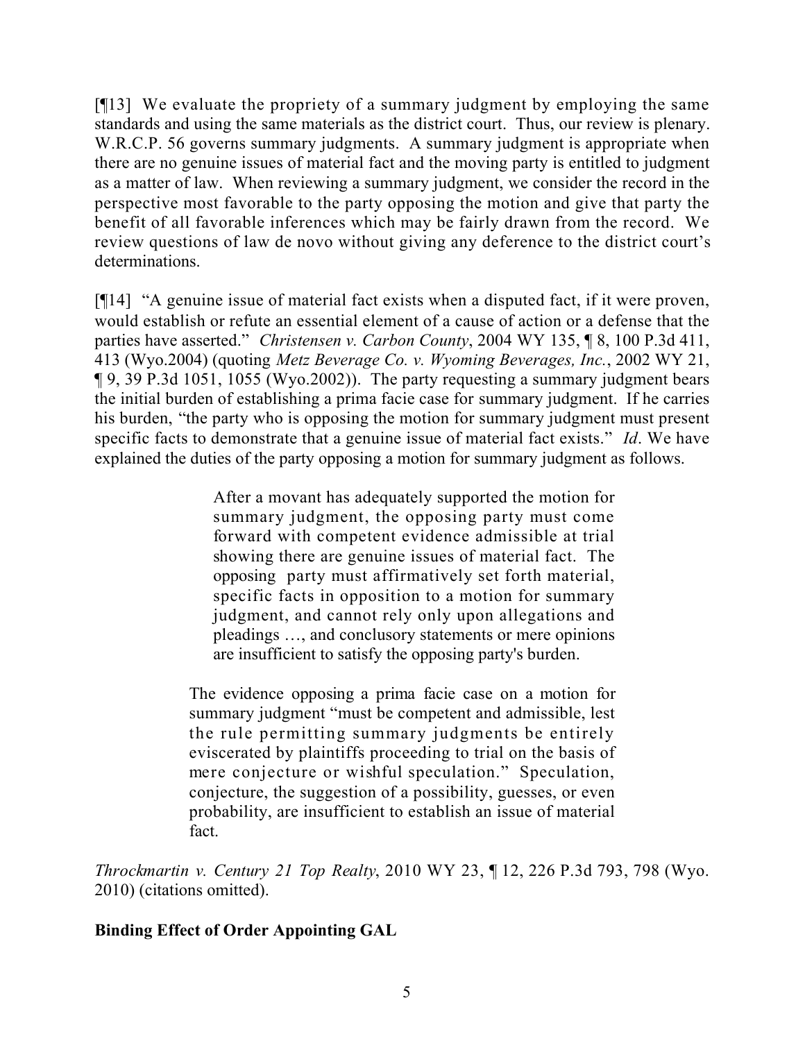[¶13] We evaluate the propriety of a summary judgment by employing the same standards and using the same materials as the district court. Thus, our review is plenary. W.R.C.P. 56 governs summary judgments. A summary judgment is appropriate when there are no genuine issues of material fact and the moving party is entitled to judgment as a matter of law. When reviewing a summary judgment, we consider the record in the perspective most favorable to the party opposing the motion and give that party the benefit of all favorable inferences which may be fairly drawn from the record. We review questions of law de novo without giving any deference to the district court's determinations.

[¶14] "A genuine issue of material fact exists when a disputed fact, if it were proven, would establish or refute an essential element of a cause of action or a defense that the parties have asserted." *Christensen v. Carbon County*, 2004 WY 135, ¶ 8, 100 P.3d 411, 413 (Wyo.2004) (quoting *Metz Beverage Co. v. Wyoming Beverages, Inc.*, 2002 WY 21, ¶ 9, 39 P.3d 1051, 1055 (Wyo.2002)). The party requesting a summary judgment bears the initial burden of establishing a prima facie case for summary judgment. If he carries his burden, "the party who is opposing the motion for summary judgment must present specific facts to demonstrate that a genuine issue of material fact exists." *Id*. We have explained the duties of the party opposing a motion for summary judgment as follows.

> After a movant has adequately supported the motion for summary judgment, the opposing party must come forward with competent evidence admissible at trial showing there are genuine issues of material fact. The opposing party must affirmatively set forth material, specific facts in opposition to a motion for summary judgment, and cannot rely only upon allegations and pleadings …, and conclusory statements or mere opinions are insufficient to satisfy the opposing party's burden.
>
> The evidence opposing a prima facie case on a motion for summary judgment "must be competent and admissible, lest the rule permitting summary judgments be entirely eviscerated by plaintiffs proceeding to trial on the basis of mere conjecture or wishful speculation." Speculation, conjecture, the suggestion of a possibility, guesses, or even probability, are insufficient to establish an issue of material fact.

*Throckmartin v. Century 21 Top Realty*, 2010 WY 23, ¶ 12, 226 P.3d 793, 798 (Wyo. 2010) (citations omitted).

**Binding Effect of Order Appointing GAL**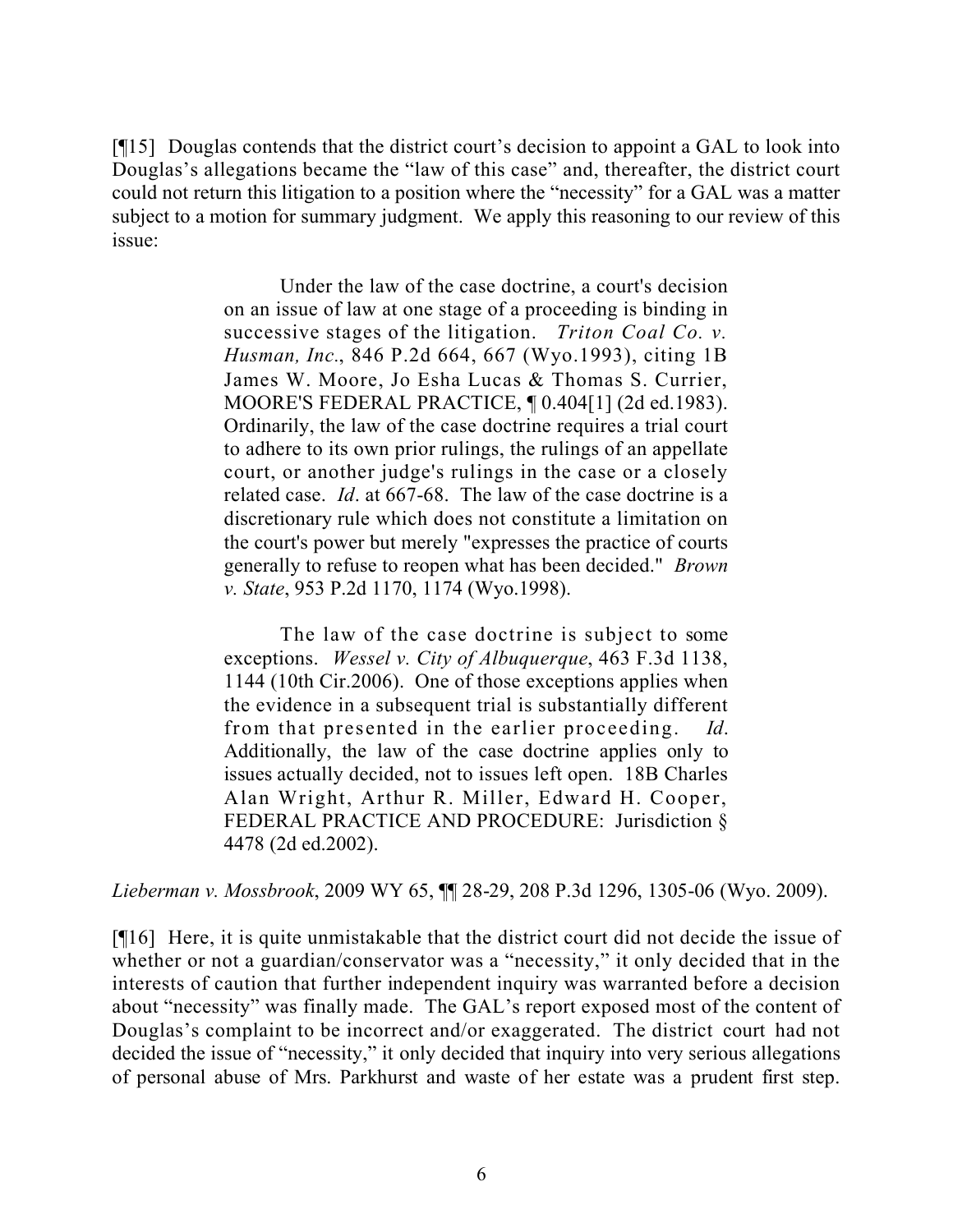[¶15] Douglas contends that the district court's decision to appoint a GAL to look into Douglas's allegations became the "law of this case" and, thereafter, the district court could not return this litigation to a position where the "necessity" for a GAL was a matter subject to a motion for summary judgment. We apply this reasoning to our review of this issue:

> Under the law of the case doctrine, a court's decision on an issue of law at one stage of a proceeding is binding in successive stages of the litigation. *Triton Coal Co. v. Husman, Inc.*, 846 P.2d 664, 667 (Wyo.1993), citing 1B James W. Moore, Jo Esha Lucas & Thomas S. Currier, MOORE'S FEDERAL PRACTICE, ¶ 0.404[1] (2d ed.1983). Ordinarily, the law of the case doctrine requires a trial court to adhere to its own prior rulings, the rulings of an appellate court, or another judge's rulings in the case or a closely related case. *Id*. at 667-68. The law of the case doctrine is a discretionary rule which does not constitute a limitation on the court's power but merely "expresses the practice of courts generally to refuse to reopen what has been decided." *Brown v. State*, 953 P.2d 1170, 1174 (Wyo.1998).
>
> The law of the case doctrine is subject to some exceptions. *Wessel v. City of Albuquerque*, 463 F.3d 1138, 1144 (10th Cir.2006). One of those exceptions applies when the evidence in a subsequent trial is substantially different from that presented in the earlier proceeding. *Id.* Additionally, the law of the case doctrine applies only to issues actually decided, not to issues left open. 18B Charles Alan Wright, Arthur R. Miller, Edward H. Cooper, FEDERAL PRACTICE AND PROCEDURE: Jurisdiction § 4478 (2d ed.2002).

*Lieberman v. Mossbrook*, 2009 WY 65, ¶¶ 28-29, 208 P.3d 1296, 1305-06 (Wyo. 2009).

[¶16] Here, it is quite unmistakable that the district court did not decide the issue of whether or not a guardian/conservator was a "necessity," it only decided that in the interests of caution that further independent inquiry was warranted before a decision about "necessity" was finally made. The GAL's report exposed most of the content of Douglas's complaint to be incorrect and/or exaggerated. The district court had not decided the issue of "necessity," it only decided that inquiry into very serious allegations of personal abuse of Mrs. Parkhurst and waste of her estate was a prudent first step.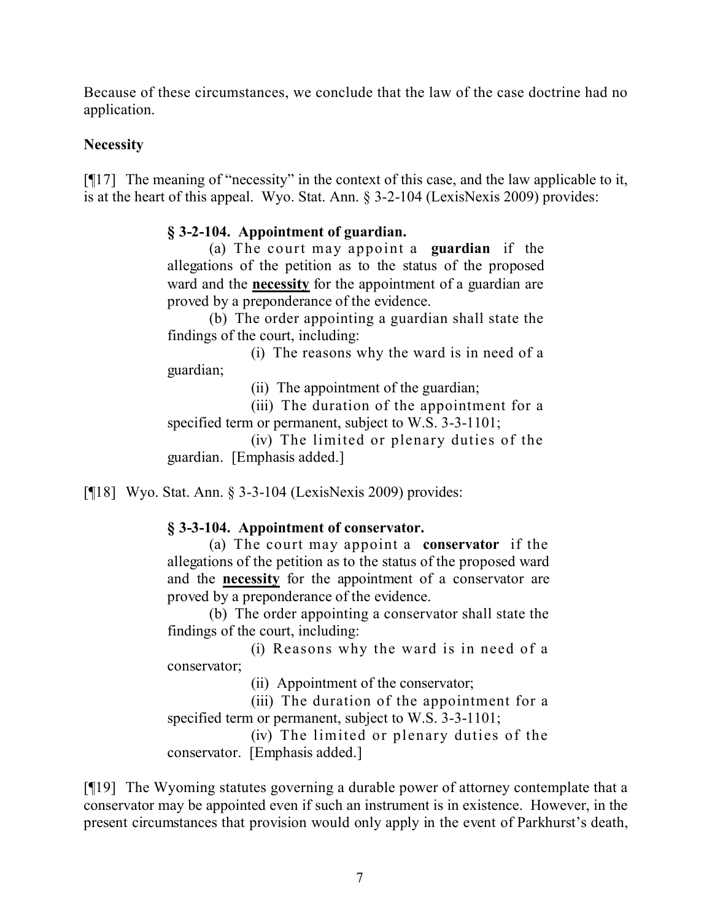Because of these circumstances, we conclude that the law of the case doctrine had no application.

**Necessity**

[¶17] The meaning of "necessity" in the context of this case, and the law applicable to it, is at the heart of this appeal. Wyo. Stat. Ann. § 3-2-104 (LexisNexis 2009) provides:

> **§ 3-2-104. Appointment of guardian.**
>
> (a) The court may appoint a **guardian** if the allegations of the petition as to the status of the proposed ward and the **<u>necessity</u>** for the appointment of a guardian are proved by a preponderance of the evidence.
>
> (b) The order appointing a guardian shall state the findings of the court, including:
>
> (i) The reasons why the ward is in need of a guardian;
>
> (ii) The appointment of the guardian;
>
> (iii) The duration of the appointment for a specified term or permanent, subject to W.S. 3-3-1101;
>
> (iv) The limited or plenary duties of the guardian. [Emphasis added.]

[¶18] Wyo. Stat. Ann. § 3-3-104 (LexisNexis 2009) provides:

> **§ 3-3-104. Appointment of conservator.**
>
> (a) The court may appoint a **conservator** if the allegations of the petition as to the status of the proposed ward and the **<u>necessity</u>** for the appointment of a conservator are proved by a preponderance of the evidence.
>
> (b) The order appointing a conservator shall state the findings of the court, including:
>
> (i) Reasons why the ward is in need of a conservator;
>
> (ii) Appointment of the conservator;
>
> (iii) The duration of the appointment for a specified term or permanent, subject to W.S. 3-3-1101;
>
> (iv) The limited or plenary duties of the conservator. [Emphasis added.]

[¶19] The Wyoming statutes governing a durable power of attorney contemplate that a conservator may be appointed even if such an instrument is in existence. However, in the present circumstances that provision would only apply in the event of Parkhurst's death,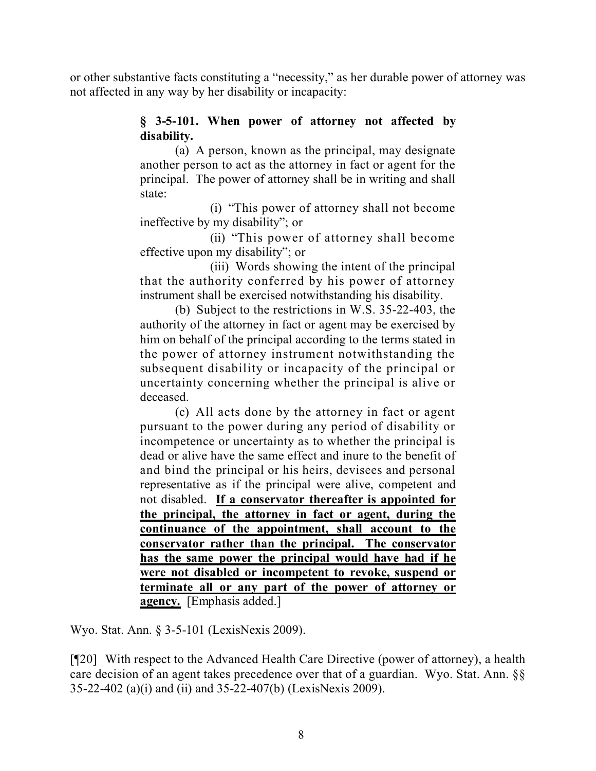or other substantive facts constituting a "necessity," as her durable power of attorney was not affected in any way by her disability or incapacity:

> **§ 3-5-101. When power of attorney not affected by disability.**
>
> (a) A person, known as the principal, may designate another person to act as the attorney in fact or agent for the principal. The power of attorney shall be in writing and shall state:
>
> (i) "This power of attorney shall not become ineffective by my disability"; or
>
> (ii) "This power of attorney shall become effective upon my disability"; or
>
> (iii) Words showing the intent of the principal that the authority conferred by his power of attorney instrument shall be exercised notwithstanding his disability.
>
> (b) Subject to the restrictions in W.S. 35-22-403, the authority of the attorney in fact or agent may be exercised by him on behalf of the principal according to the terms stated in the power of attorney instrument notwithstanding the subsequent disability or incapacity of the principal or uncertainty concerning whether the principal is alive or deceased.
>
> (c) All acts done by the attorney in fact or agent pursuant to the power during any period of disability or incompetence or uncertainty as to whether the principal is dead or alive have the same effect and inure to the benefit of and bind the principal or his heirs, devisees and personal representative as if the principal were alive, competent and not disabled. <u>**If a conservator thereafter is appointed for the principal, the attorney in fact or agent, during the continuance of the appointment, shall account to the conservator rather than the principal. The conservator has the same power the principal would have had if he were not disabled or incompetent to revoke, suspend or terminate all or any part of the power of attorney or agency.**</u> [Emphasis added.]

Wyo. Stat. Ann. § 3-5-101 (LexisNexis 2009).

[¶20] With respect to the Advanced Health Care Directive (power of attorney), a health care decision of an agent takes precedence over that of a guardian. Wyo. Stat. Ann. §§ 35-22-402 (a)(i) and (ii) and 35-22-407(b) (LexisNexis 2009).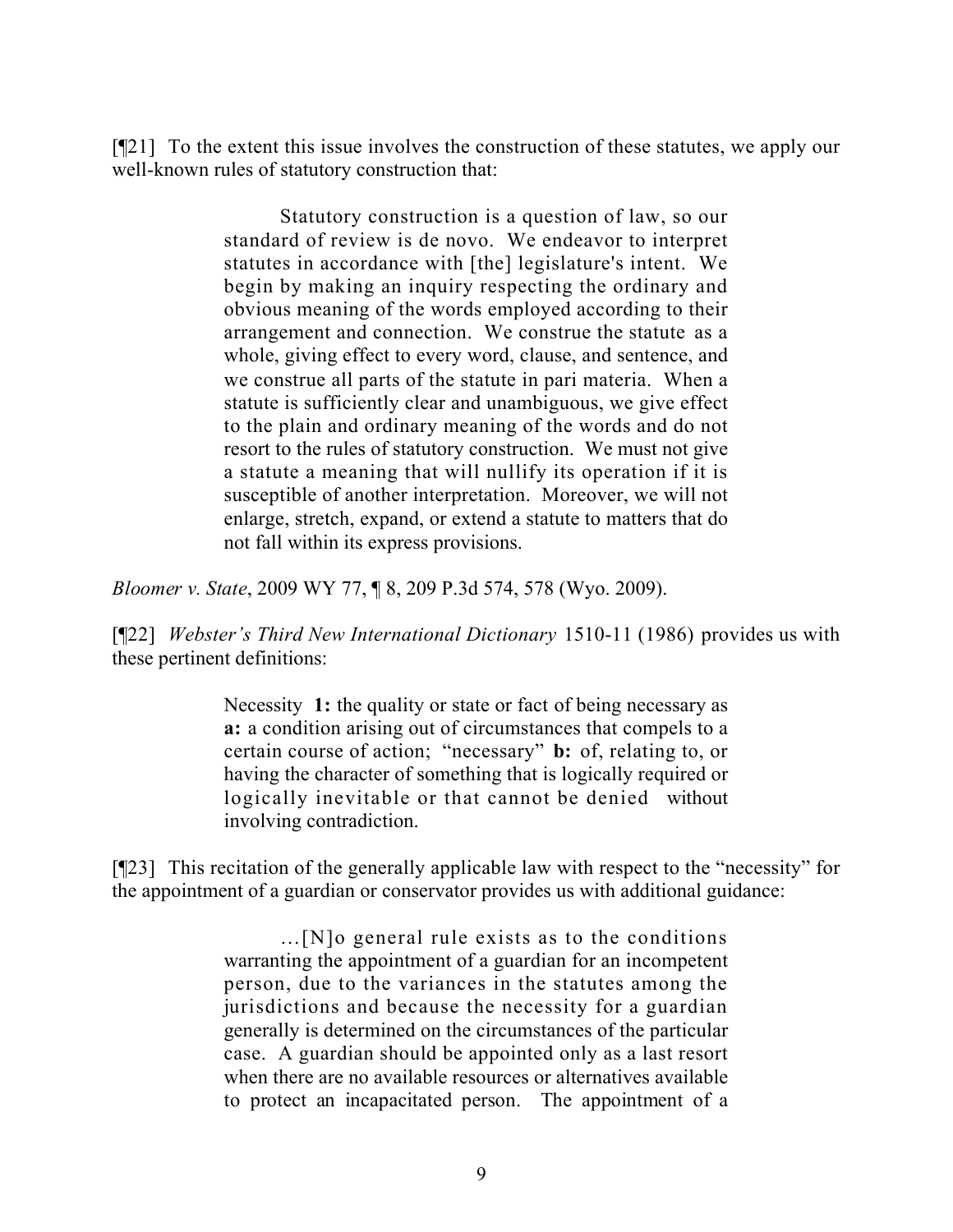[¶21] To the extent this issue involves the construction of these statutes, we apply our well-known rules of statutory construction that:

> Statutory construction is a question of law, so our standard of review is de novo. We endeavor to interpret statutes in accordance with [the] legislature's intent. We begin by making an inquiry respecting the ordinary and obvious meaning of the words employed according to their arrangement and connection. We construe the statute as a whole, giving effect to every word, clause, and sentence, and we construe all parts of the statute in pari materia. When a statute is sufficiently clear and unambiguous, we give effect to the plain and ordinary meaning of the words and do not resort to the rules of statutory construction. We must not give a statute a meaning that will nullify its operation if it is susceptible of another interpretation. Moreover, we will not enlarge, stretch, expand, or extend a statute to matters that do not fall within its express provisions.

*Bloomer v. State*, 2009 WY 77, ¶ 8, 209 P.3d 574, 578 (Wyo. 2009).

[¶22] *Webster's Third New International Dictionary* 1510-11 (1986) provides us with these pertinent definitions:

> Necessity **1:** the quality or state or fact of being necessary as **a:** a condition arising out of circumstances that compels to a certain course of action; "necessary" **b:** of, relating to, or having the character of something that is logically required or logically inevitable or that cannot be denied without involving contradiction.

[¶23] This recitation of the generally applicable law with respect to the "necessity" for the appointment of a guardian or conservator provides us with additional guidance:

> …[N]o general rule exists as to the conditions warranting the appointment of a guardian for an incompetent person, due to the variances in the statutes among the jurisdictions and because the necessity for a guardian generally is determined on the circumstances of the particular case. A guardian should be appointed only as a last resort when there are no available resources or alternatives available to protect an incapacitated person. The appointment of a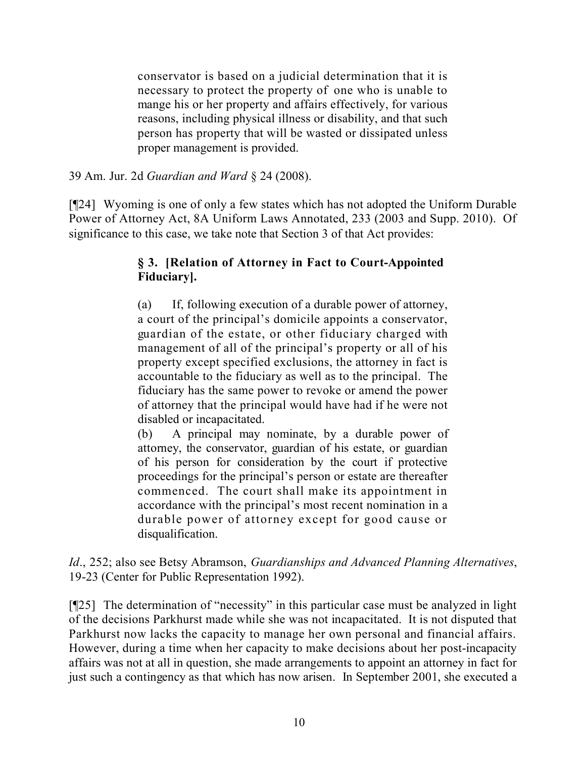> conservator is based on a judicial determination that it is necessary to protect the property of one who is unable to mange his or her property and affairs effectively, for various reasons, including physical illness or disability, and that such person has property that will be wasted or dissipated unless proper management is provided.

39 Am. Jur. 2d *Guardian and Ward* § 24 (2008).

[¶24] Wyoming is one of only a few states which has not adopted the Uniform Durable Power of Attorney Act, 8A Uniform Laws Annotated, 233 (2003 and Supp. 2010). Of significance to this case, we take note that Section 3 of that Act provides:

> **§ 3. [Relation of Attorney in Fact to Court-Appointed Fiduciary].**
>
> (a) If, following execution of a durable power of attorney, a court of the principal's domicile appoints a conservator, guardian of the estate, or other fiduciary charged with management of all of the principal's property or all of his property except specified exclusions, the attorney in fact is accountable to the fiduciary as well as to the principal. The fiduciary has the same power to revoke or amend the power of attorney that the principal would have had if he were not disabled or incapacitated.
>
> (b) A principal may nominate, by a durable power of attorney, the conservator, guardian of his estate, or guardian of his person for consideration by the court if protective proceedings for the principal's person or estate are thereafter commenced. The court shall make its appointment in accordance with the principal's most recent nomination in a durable power of attorney except for good cause or disqualification.

*Id*., 252; also see Betsy Abramson, *Guardianships and Advanced Planning Alternatives*, 19-23 (Center for Public Representation 1992).

[¶25] The determination of "necessity" in this particular case must be analyzed in light of the decisions Parkhurst made while she was not incapacitated. It is not disputed that Parkhurst now lacks the capacity to manage her own personal and financial affairs. However, during a time when her capacity to make decisions about her post-incapacity affairs was not at all in question, she made arrangements to appoint an attorney in fact for just such a contingency as that which has now arisen. In September 2001, she executed a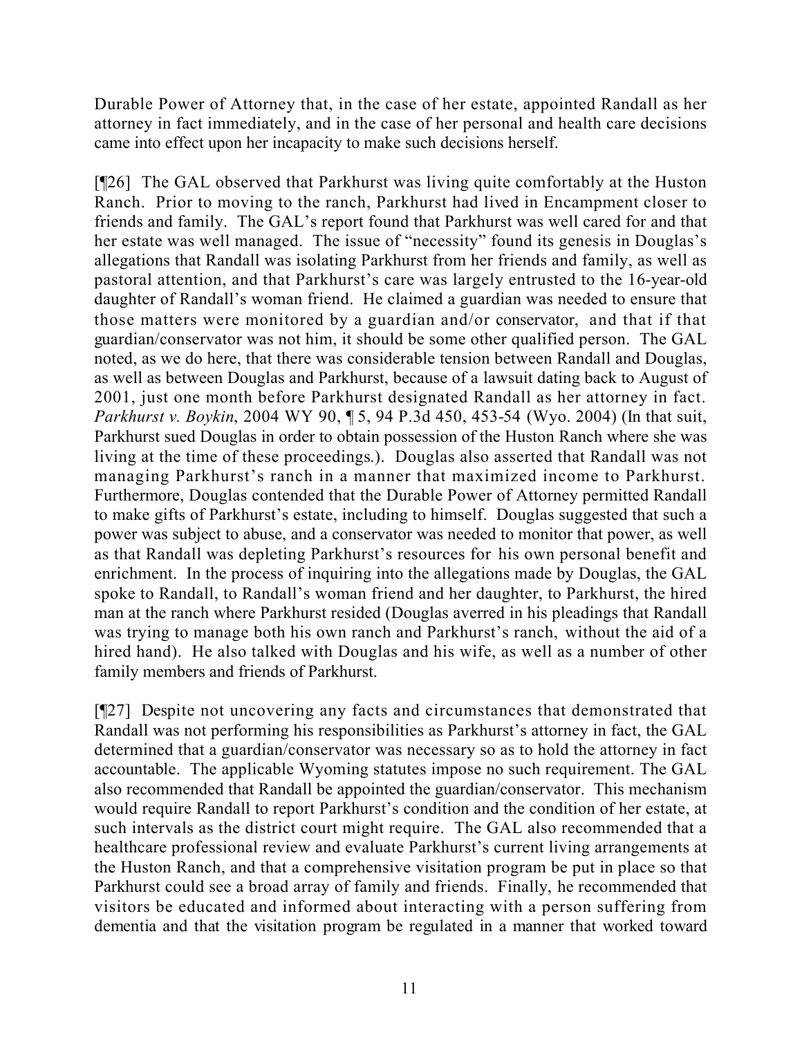Durable Power of Attorney that, in the case of her estate, appointed Randall as her attorney in fact immediately, and in the case of her personal and health care decisions came into effect upon her incapacity to make such decisions herself.

[¶26] The GAL observed that Parkhurst was living quite comfortably at the Huston Ranch. Prior to moving to the ranch, Parkhurst had lived in Encampment closer to friends and family. The GAL's report found that Parkhurst was well cared for and that her estate was well managed. The issue of "necessity" found its genesis in Douglas's allegations that Randall was isolating Parkhurst from her friends and family, as well as pastoral attention, and that Parkhurst's care was largely entrusted to the 16-year-old daughter of Randall's woman friend. He claimed a guardian was needed to ensure that those matters were monitored by a guardian and/or conservator, and that if that guardian/conservator was not him, it should be some other qualified person. The GAL noted, as we do here, that there was considerable tension between Randall and Douglas, as well as between Douglas and Parkhurst, because of a lawsuit dating back to August of 2001, just one month before Parkhurst designated Randall as her attorney in fact. *Parkhurst v. Boykin*, 2004 WY 90, ¶ 5, 94 P.3d 450, 453-54 (Wyo. 2004) (In that suit, Parkhurst sued Douglas in order to obtain possession of the Huston Ranch where she was living at the time of these proceedings.). Douglas also asserted that Randall was not managing Parkhurst's ranch in a manner that maximized income to Parkhurst. Furthermore, Douglas contended that the Durable Power of Attorney permitted Randall to make gifts of Parkhurst's estate, including to himself. Douglas suggested that such a power was subject to abuse, and a conservator was needed to monitor that power, as well as that Randall was depleting Parkhurst's resources for his own personal benefit and enrichment. In the process of inquiring into the allegations made by Douglas, the GAL spoke to Randall, to Randall's woman friend and her daughter, to Parkhurst, the hired man at the ranch where Parkhurst resided (Douglas averred in his pleadings that Randall was trying to manage both his own ranch and Parkhurst's ranch, without the aid of a hired hand). He also talked with Douglas and his wife, as well as a number of other family members and friends of Parkhurst.

[¶27] Despite not uncovering any facts and circumstances that demonstrated that Randall was not performing his responsibilities as Parkhurst's attorney in fact, the GAL determined that a guardian/conservator was necessary so as to hold the attorney in fact accountable. The applicable Wyoming statutes impose no such requirement. The GAL also recommended that Randall be appointed the guardian/conservator. This mechanism would require Randall to report Parkhurst's condition and the condition of her estate, at such intervals as the district court might require. The GAL also recommended that a healthcare professional review and evaluate Parkhurst's current living arrangements at the Huston Ranch, and that a comprehensive visitation program be put in place so that Parkhurst could see a broad array of family and friends. Finally, he recommended that visitors be educated and informed about interacting with a person suffering from dementia and that the visitation program be regulated in a manner that worked toward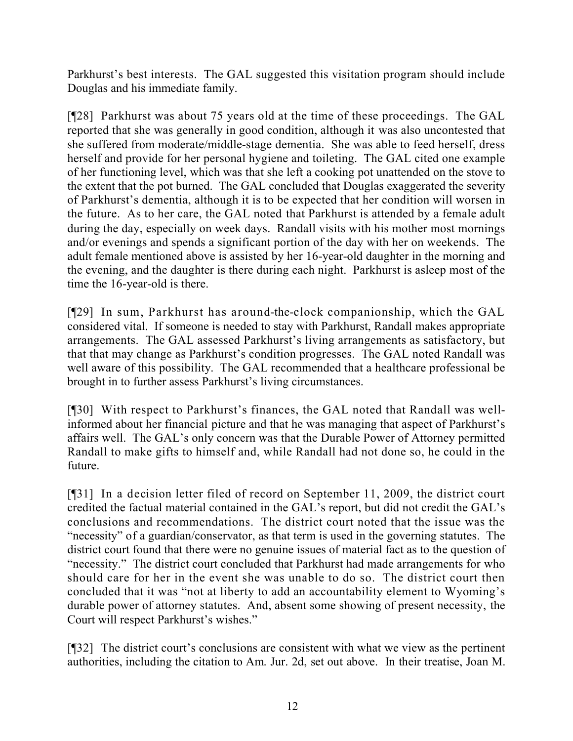Parkhurst's best interests. The GAL suggested this visitation program should include Douglas and his immediate family.

[¶28] Parkhurst was about 75 years old at the time of these proceedings. The GAL reported that she was generally in good condition, although it was also uncontested that she suffered from moderate/middle-stage dementia. She was able to feed herself, dress herself and provide for her personal hygiene and toileting. The GAL cited one example of her functioning level, which was that she left a cooking pot unattended on the stove to the extent that the pot burned. The GAL concluded that Douglas exaggerated the severity of Parkhurst's dementia, although it is to be expected that her condition will worsen in the future. As to her care, the GAL noted that Parkhurst is attended by a female adult during the day, especially on week days. Randall visits with his mother most mornings and/or evenings and spends a significant portion of the day with her on weekends. The adult female mentioned above is assisted by her 16-year-old daughter in the morning and the evening, and the daughter is there during each night. Parkhurst is asleep most of the time the 16-year-old is there.

[¶29] In sum, Parkhurst has around-the-clock companionship, which the GAL considered vital. If someone is needed to stay with Parkhurst, Randall makes appropriate arrangements. The GAL assessed Parkhurst's living arrangements as satisfactory, but that that may change as Parkhurst's condition progresses. The GAL noted Randall was well aware of this possibility. The GAL recommended that a healthcare professional be brought in to further assess Parkhurst's living circumstances.

[¶30] With respect to Parkhurst's finances, the GAL noted that Randall was well-informed about her financial picture and that he was managing that aspect of Parkhurst's affairs well. The GAL's only concern was that the Durable Power of Attorney permitted Randall to make gifts to himself and, while Randall had not done so, he could in the future.

[¶31] In a decision letter filed of record on September 11, 2009, the district court credited the factual material contained in the GAL's report, but did not credit the GAL's conclusions and recommendations. The district court noted that the issue was the "necessity" of a guardian/conservator, as that term is used in the governing statutes. The district court found that there were no genuine issues of material fact as to the question of "necessity." The district court concluded that Parkhurst had made arrangements for who should care for her in the event she was unable to do so. The district court then concluded that it was "not at liberty to add an accountability element to Wyoming's durable power of attorney statutes. And, absent some showing of present necessity, the Court will respect Parkhurst's wishes."

[¶32] The district court's conclusions are consistent with what we view as the pertinent authorities, including the citation to Am. Jur. 2d, set out above. In their treatise, Joan M.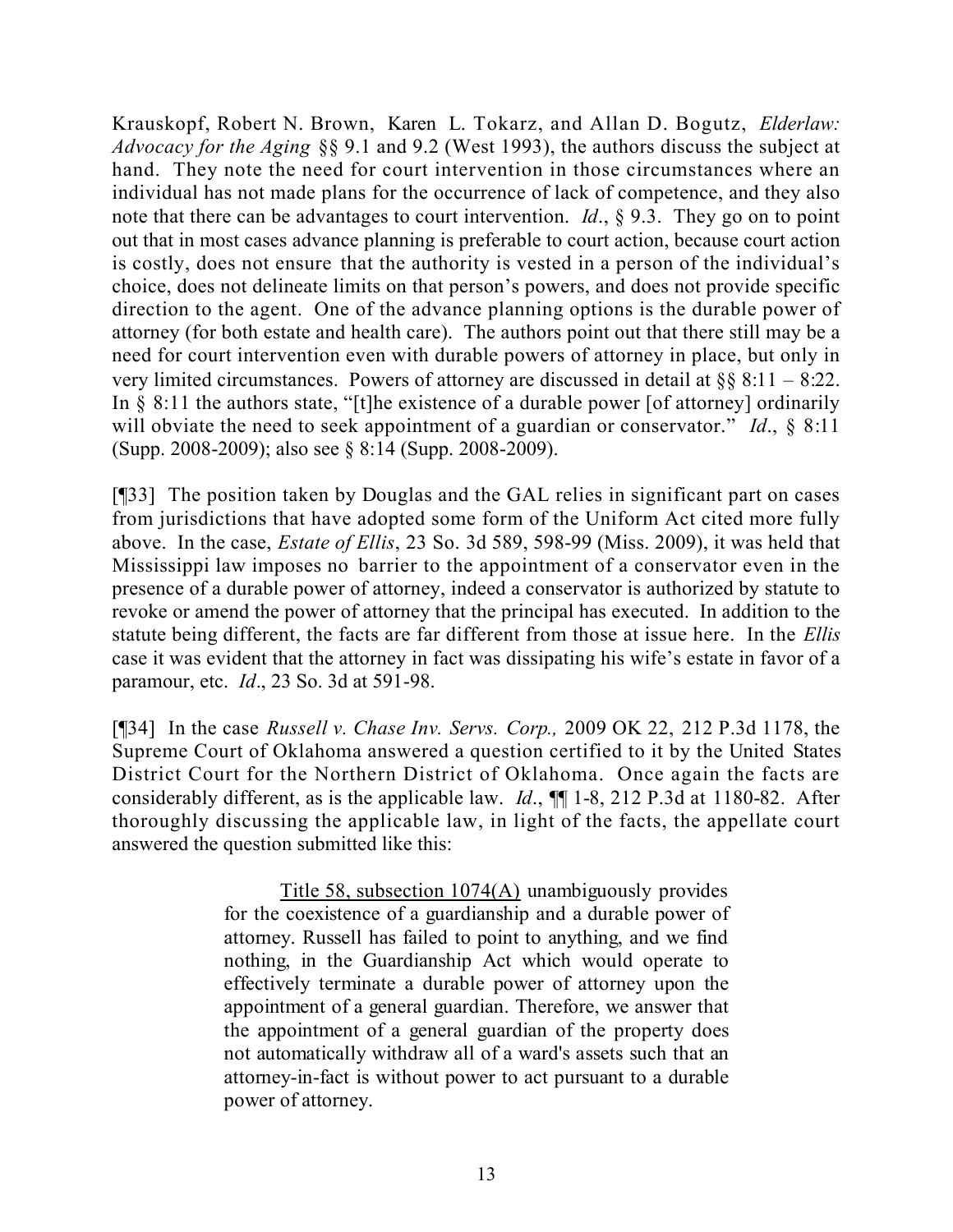Krauskopf, Robert N. Brown, Karen L. Tokarz, and Allan D. Bogutz, *Elderlaw: Advocacy for the Aging* §§ 9.1 and 9.2 (West 1993), the authors discuss the subject at hand. They note the need for court intervention in those circumstances where an individual has not made plans for the occurrence of lack of competence, and they also note that there can be advantages to court intervention. *Id*., § 9.3. They go on to point out that in most cases advance planning is preferable to court action, because court action is costly, does not ensure that the authority is vested in a person of the individual's choice, does not delineate limits on that person's powers, and does not provide specific direction to the agent. One of the advance planning options is the durable power of attorney (for both estate and health care). The authors point out that there still may be a need for court intervention even with durable powers of attorney in place, but only in very limited circumstances. Powers of attorney are discussed in detail at §§ 8:11 – 8:22. In § 8:11 the authors state, "[t]he existence of a durable power [of attorney] ordinarily will obviate the need to seek appointment of a guardian or conservator." *Id*., § 8:11 (Supp. 2008-2009); also see § 8:14 (Supp. 2008-2009).

[¶33] The position taken by Douglas and the GAL relies in significant part on cases from jurisdictions that have adopted some form of the Uniform Act cited more fully above. In the case, *Estate of Ellis*, 23 So. 3d 589, 598-99 (Miss. 2009), it was held that Mississippi law imposes no barrier to the appointment of a conservator even in the presence of a durable power of attorney, indeed a conservator is authorized by statute to revoke or amend the power of attorney that the principal has executed. In addition to the statute being different, the facts are far different from those at issue here. In the *Ellis* case it was evident that the attorney in fact was dissipating his wife's estate in favor of a paramour, etc. *Id*., 23 So. 3d at 591-98.

[¶34] In the case *Russell v. Chase Inv. Servs. Corp.,* 2009 OK 22, 212 P.3d 1178, the Supreme Court of Oklahoma answered a question certified to it by the United States District Court for the Northern District of Oklahoma. Once again the facts are considerably different, as is the applicable law. *Id*., ¶¶ 1-8, 212 P.3d at 1180-82. After thoroughly discussing the applicable law, in light of the facts, the appellate court answered the question submitted like this:

> Title 58, subsection 1074(A) unambiguously provides for the coexistence of a guardianship and a durable power of attorney. Russell has failed to point to anything, and we find nothing, in the Guardianship Act which would operate to effectively terminate a durable power of attorney upon the appointment of a general guardian. Therefore, we answer that the appointment of a general guardian of the property does not automatically withdraw all of a ward's assets such that an attorney-in-fact is without power to act pursuant to a durable power of attorney.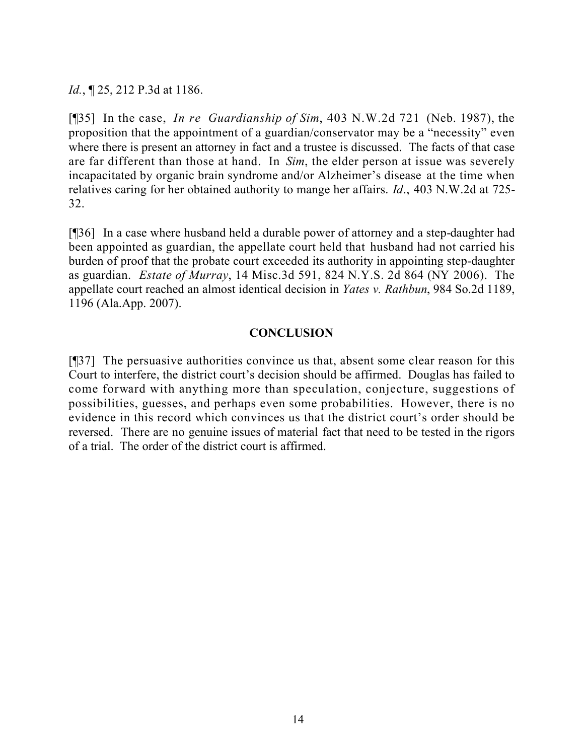*Id.*, ¶ 25, 212 P.3d at 1186.

[¶35] In the case, *In re Guardianship of Sim*, 403 N.W.2d 721 (Neb. 1987), the proposition that the appointment of a guardian/conservator may be a "necessity" even where there is present an attorney in fact and a trustee is discussed. The facts of that case are far different than those at hand. In *Sim*, the elder person at issue was severely incapacitated by organic brain syndrome and/or Alzheimer's disease at the time when relatives caring for her obtained authority to mange her affairs. *Id*., 403 N.W.2d at 725-32.

[¶36] In a case where husband held a durable power of attorney and a step-daughter had been appointed as guardian, the appellate court held that husband had not carried his burden of proof that the probate court exceeded its authority in appointing step-daughter as guardian. *Estate of Murray*, 14 Misc.3d 591, 824 N.Y.S. 2d 864 (NY 2006). The appellate court reached an almost identical decision in *Yates v. Rathbun*, 984 So.2d 1189, 1196 (Ala.App. 2007).

## CONCLUSION

[¶37] The persuasive authorities convince us that, absent some clear reason for this Court to interfere, the district court's decision should be affirmed. Douglas has failed to come forward with anything more than speculation, conjecture, suggestions of possibilities, guesses, and perhaps even some probabilities. However, there is no evidence in this record which convinces us that the district court's order should be reversed. There are no genuine issues of material fact that need to be tested in the rigors of a trial. The order of the district court is affirmed.